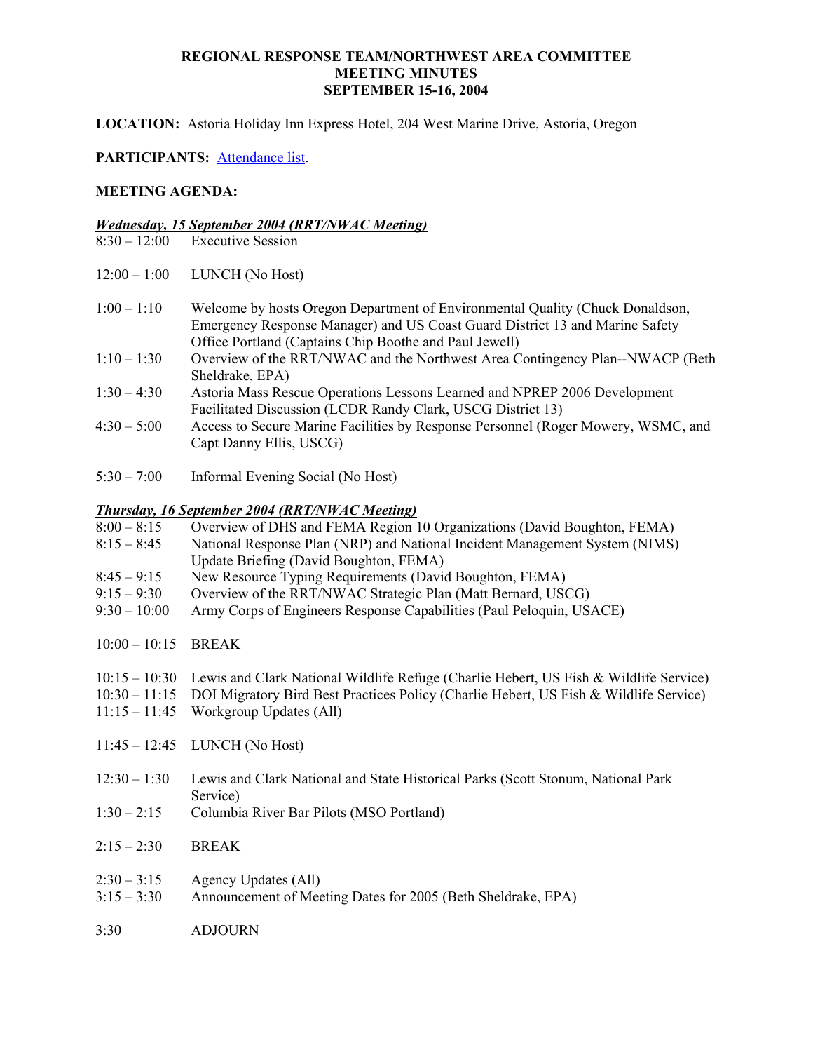# REGIONAL RESPONSE TEAM/NORTHWEST AREA COMMITTEE MEETING MINUTES SEPTEMBER 15-16, 2004

**LOCATION:** Astoria Holiday Inn Express Hotel, 204 West Marine Drive, Astoria, Oregon

**PARTICIPANTS:** Attendance list.

**MEETING AGENDA:**

***Wednesday, 15 September 2004 (RRT/NWAC Meeting)***

| | |
|---|---|
| 8:30 – 12:00 | Executive Session |
| 12:00 – 1:00 | LUNCH (No Host) |
| 1:00 – 1:10 | Welcome by hosts Oregon Department of Environmental Quality (Chuck Donaldson, Emergency Response Manager) and US Coast Guard District 13 and Marine Safety Office Portland (Captains Chip Boothe and Paul Jewell) |
| 1:10 – 1:30 | Overview of the RRT/NWAC and the Northwest Area Contingency Plan--NWACP (Beth Sheldrake, EPA) |
| 1:30 – 4:30 | Astoria Mass Rescue Operations Lessons Learned and NPREP 2006 Development Facilitated Discussion (LCDR Randy Clark, USCG District 13) |
| 4:30 – 5:00 | Access to Secure Marine Facilities by Response Personnel (Roger Mowery, WSMC, and Capt Danny Ellis, USCG) |
| 5:30 – 7:00 | Informal Evening Social (No Host) |

***Thursday, 16 September 2004 (RRT/NWAC Meeting)***

| | |
|---|---|
| 8:00 – 8:15 | Overview of DHS and FEMA Region 10 Organizations (David Boughton, FEMA) |
| 8:15 – 8:45 | National Response Plan (NRP) and National Incident Management System (NIMS) Update Briefing (David Boughton, FEMA) |
| 8:45 – 9:15 | New Resource Typing Requirements (David Boughton, FEMA) |
| 9:15 – 9:30 | Overview of the RRT/NWAC Strategic Plan (Matt Bernard, USCG) |
| 9:30 – 10:00 | Army Corps of Engineers Response Capabilities (Paul Peloquin, USACE) |
| 10:00 – 10:15 | BREAK |
| 10:15 – 10:30 | Lewis and Clark National Wildlife Refuge (Charlie Hebert, US Fish & Wildlife Service) |
| 10:30 – 11:15 | DOI Migratory Bird Best Practices Policy (Charlie Hebert, US Fish & Wildlife Service) |
| 11:15 – 11:45 | Workgroup Updates (All) |
| 11:45 – 12:45 | LUNCH (No Host) |
| 12:30 – 1:30 | Lewis and Clark National and State Historical Parks (Scott Stonum, National Park Service) |
| 1:30 – 2:15 | Columbia River Bar Pilots (MSO Portland) |
| 2:15 – 2:30 | BREAK |
| 2:30 – 3:15 | Agency Updates (All) |
| 3:15 – 3:30 | Announcement of Meeting Dates for 2005 (Beth Sheldrake, EPA) |
| 3:30 | ADJOURN |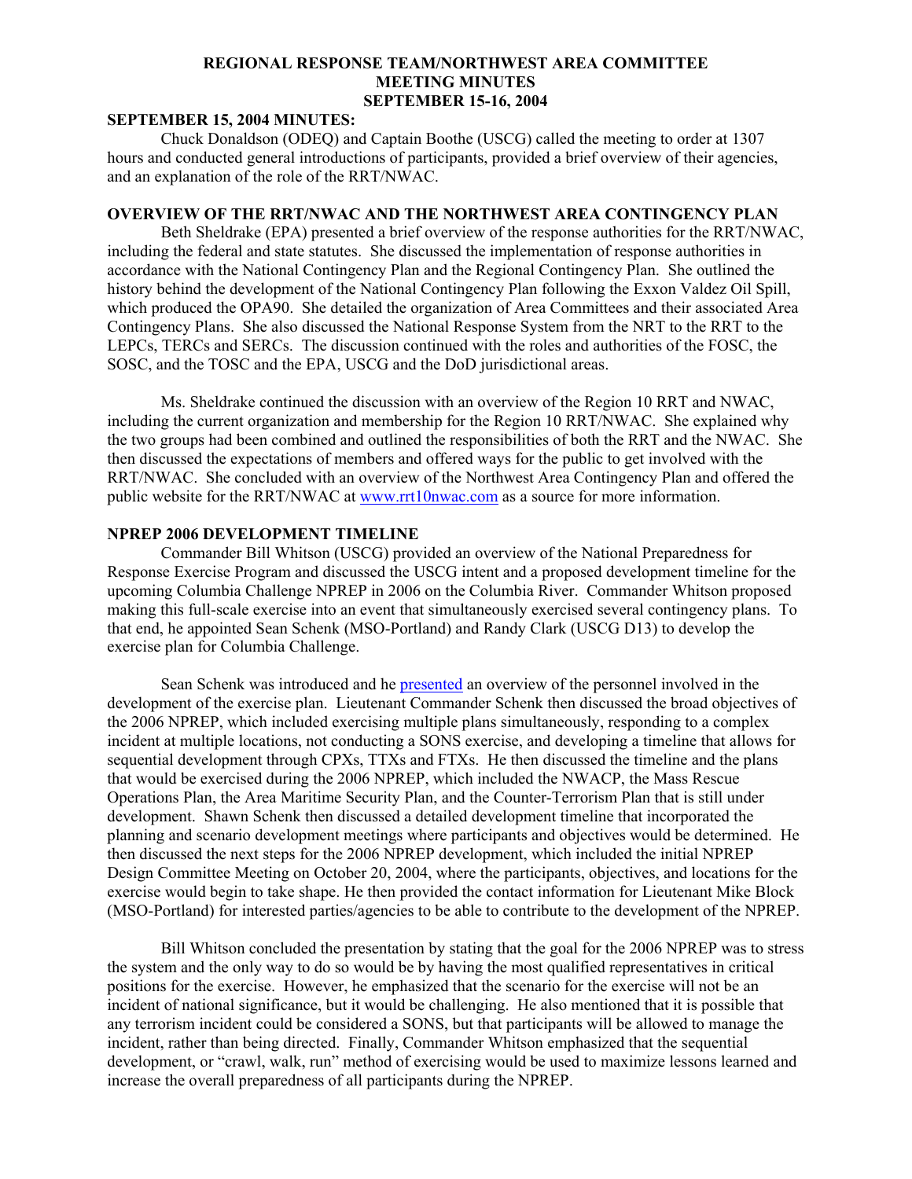# REGIONAL RESPONSE TEAM/NORTHWEST AREA COMMITTEE MEETING MINUTES SEPTEMBER 15-16, 2004

## SEPTEMBER 15, 2004 MINUTES:

Chuck Donaldson (ODEQ) and Captain Boothe (USCG) called the meeting to order at 1307 hours and conducted general introductions of participants, provided a brief overview of their agencies, and an explanation of the role of the RRT/NWAC.

## OVERVIEW OF THE RRT/NWAC AND THE NORTHWEST AREA CONTINGENCY PLAN

Beth Sheldrake (EPA) presented a brief overview of the response authorities for the RRT/NWAC, including the federal and state statutes. She discussed the implementation of response authorities in accordance with the National Contingency Plan and the Regional Contingency Plan. She outlined the history behind the development of the National Contingency Plan following the Exxon Valdez Oil Spill, which produced the OPA90. She detailed the organization of Area Committees and their associated Area Contingency Plans. She also discussed the National Response System from the NRT to the RRT to the LEPCs, TERCs and SERCs. The discussion continued with the roles and authorities of the FOSC, the SOSC, and the TOSC and the EPA, USCG and the DoD jurisdictional areas.

Ms. Sheldrake continued the discussion with an overview of the Region 10 RRT and NWAC, including the current organization and membership for the Region 10 RRT/NWAC. She explained why the two groups had been combined and outlined the responsibilities of both the RRT and the NWAC. She then discussed the expectations of members and offered ways for the public to get involved with the RRT/NWAC. She concluded with an overview of the Northwest Area Contingency Plan and offered the public website for the RRT/NWAC at www.rrt10nwac.com as a source for more information.

## NPREP 2006 DEVELOPMENT TIMELINE

Commander Bill Whitson (USCG) provided an overview of the National Preparedness for Response Exercise Program and discussed the USCG intent and a proposed development timeline for the upcoming Columbia Challenge NPREP in 2006 on the Columbia River. Commander Whitson proposed making this full-scale exercise into an event that simultaneously exercised several contingency plans. To that end, he appointed Sean Schenk (MSO-Portland) and Randy Clark (USCG D13) to develop the exercise plan for Columbia Challenge.

Sean Schenk was introduced and he presented an overview of the personnel involved in the development of the exercise plan. Lieutenant Commander Schenk then discussed the broad objectives of the 2006 NPREP, which included exercising multiple plans simultaneously, responding to a complex incident at multiple locations, not conducting a SONS exercise, and developing a timeline that allows for sequential development through CPXs, TTXs and FTXs. He then discussed the timeline and the plans that would be exercised during the 2006 NPREP, which included the NWACP, the Mass Rescue Operations Plan, the Area Maritime Security Plan, and the Counter-Terrorism Plan that is still under development. Shawn Schenk then discussed a detailed development timeline that incorporated the planning and scenario development meetings where participants and objectives would be determined. He then discussed the next steps for the 2006 NPREP development, which included the initial NPREP Design Committee Meeting on October 20, 2004, where the participants, objectives, and locations for the exercise would begin to take shape. He then provided the contact information for Lieutenant Mike Block (MSO-Portland) for interested parties/agencies to be able to contribute to the development of the NPREP.

Bill Whitson concluded the presentation by stating that the goal for the 2006 NPREP was to stress the system and the only way to do so would be by having the most qualified representatives in critical positions for the exercise. However, he emphasized that the scenario for the exercise will not be an incident of national significance, but it would be challenging. He also mentioned that it is possible that any terrorism incident could be considered a SONS, but that participants will be allowed to manage the incident, rather than being directed. Finally, Commander Whitson emphasized that the sequential development, or "crawl, walk, run" method of exercising would be used to maximize lessons learned and increase the overall preparedness of all participants during the NPREP.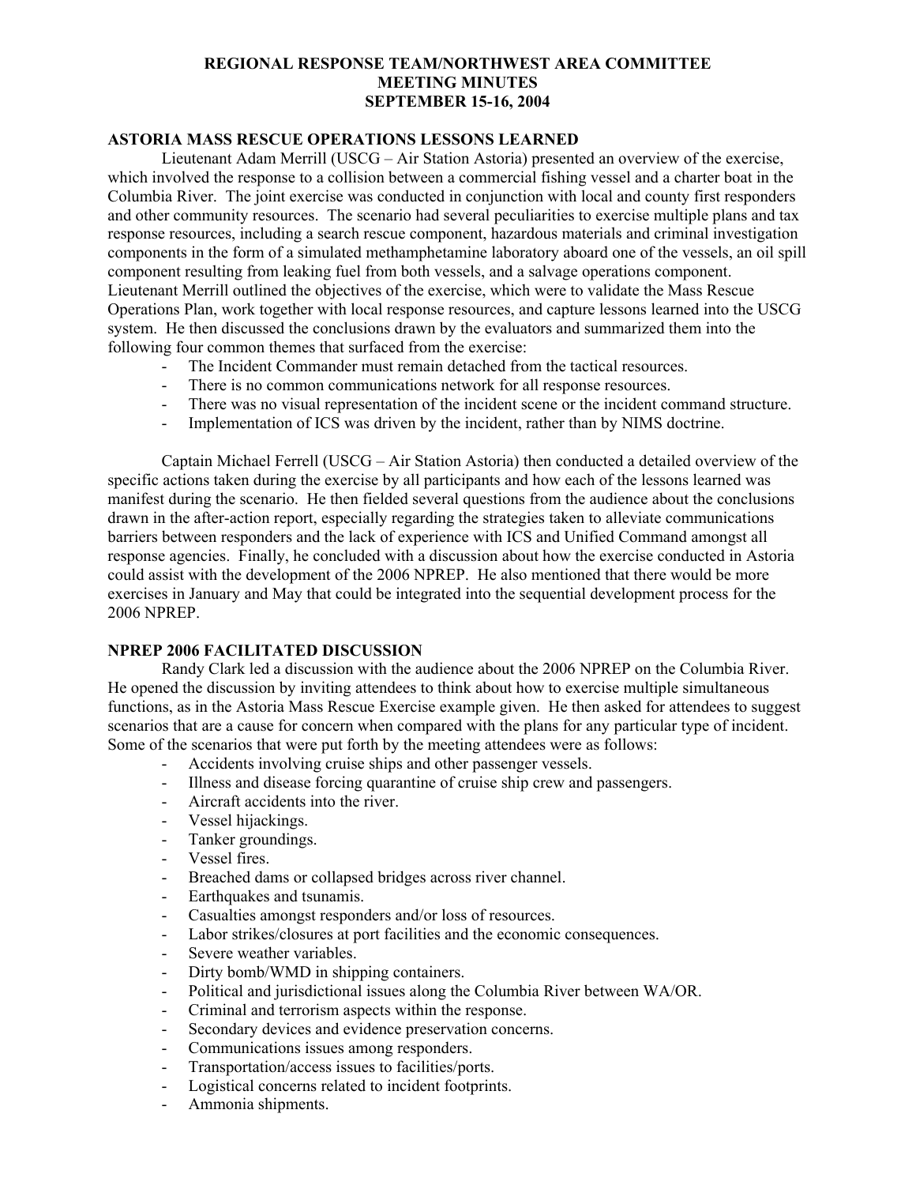# REGIONAL RESPONSE TEAM/NORTHWEST AREA COMMITTEE MEETING MINUTES SEPTEMBER 15-16, 2004

## ASTORIA MASS RESCUE OPERATIONS LESSONS LEARNED

Lieutenant Adam Merrill (USCG – Air Station Astoria) presented an overview of the exercise, which involved the response to a collision between a commercial fishing vessel and a charter boat in the Columbia River. The joint exercise was conducted in conjunction with local and county first responders and other community resources. The scenario had several peculiarities to exercise multiple plans and tax response resources, including a search rescue component, hazardous materials and criminal investigation components in the form of a simulated methamphetamine laboratory aboard one of the vessels, an oil spill component resulting from leaking fuel from both vessels, and a salvage operations component. Lieutenant Merrill outlined the objectives of the exercise, which were to validate the Mass Rescue Operations Plan, work together with local response resources, and capture lessons learned into the USCG system. He then discussed the conclusions drawn by the evaluators and summarized them into the following four common themes that surfaced from the exercise:

- The Incident Commander must remain detached from the tactical resources.
- There is no common communications network for all response resources.
- There was no visual representation of the incident scene or the incident command structure.
- Implementation of ICS was driven by the incident, rather than by NIMS doctrine.

Captain Michael Ferrell (USCG – Air Station Astoria) then conducted a detailed overview of the specific actions taken during the exercise by all participants and how each of the lessons learned was manifest during the scenario. He then fielded several questions from the audience about the conclusions drawn in the after-action report, especially regarding the strategies taken to alleviate communications barriers between responders and the lack of experience with ICS and Unified Command amongst all response agencies. Finally, he concluded with a discussion about how the exercise conducted in Astoria could assist with the development of the 2006 NPREP. He also mentioned that there would be more exercises in January and May that could be integrated into the sequential development process for the 2006 NPREP.

## NPREP 2006 FACILITATED DISCUSSION

Randy Clark led a discussion with the audience about the 2006 NPREP on the Columbia River. He opened the discussion by inviting attendees to think about how to exercise multiple simultaneous functions, as in the Astoria Mass Rescue Exercise example given. He then asked for attendees to suggest scenarios that are a cause for concern when compared with the plans for any particular type of incident. Some of the scenarios that were put forth by the meeting attendees were as follows:

- Accidents involving cruise ships and other passenger vessels.
- Illness and disease forcing quarantine of cruise ship crew and passengers.
- Aircraft accidents into the river.
- Vessel hijackings.
- Tanker groundings.
- Vessel fires.
- Breached dams or collapsed bridges across river channel.
- Earthquakes and tsunamis.
- Casualties amongst responders and/or loss of resources.
- Labor strikes/closures at port facilities and the economic consequences.
- Severe weather variables.
- Dirty bomb/WMD in shipping containers.
- Political and jurisdictional issues along the Columbia River between WA/OR.
- Criminal and terrorism aspects within the response.
- Secondary devices and evidence preservation concerns.
- Communications issues among responders.
- Transportation/access issues to facilities/ports.
- Logistical concerns related to incident footprints.
- Ammonia shipments.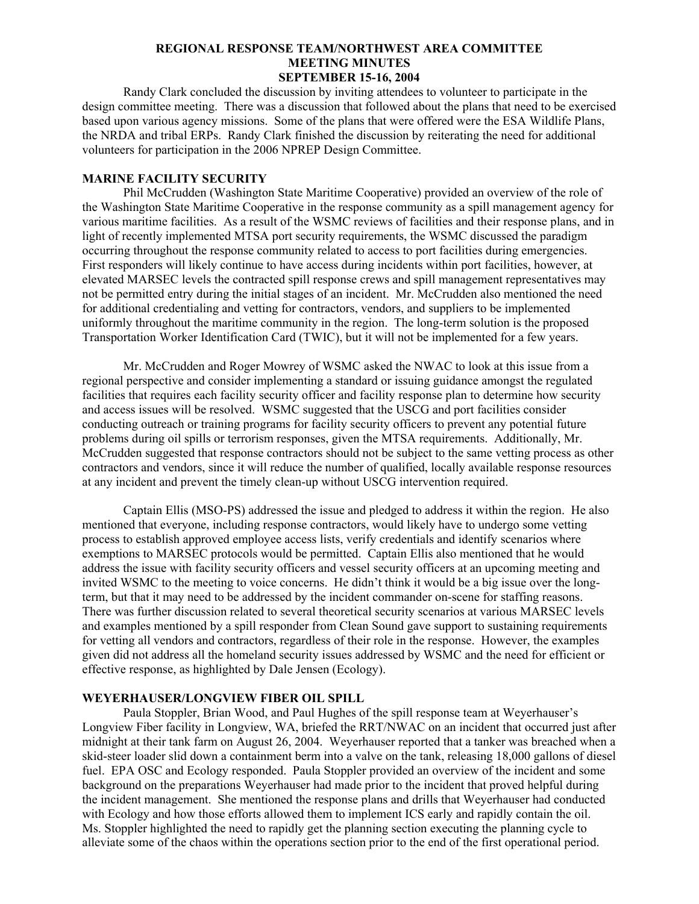Randy Clark concluded the discussion by inviting attendees to volunteer to participate in the design committee meeting. There was a discussion that followed about the plans that need to be exercised based upon various agency missions. Some of the plans that were offered were the ESA Wildlife Plans, the NRDA and tribal ERPs. Randy Clark finished the discussion by reiterating the need for additional volunteers for participation in the 2006 NPREP Design Committee.

## MARINE FACILITY SECURITY

Phil McCrudden (Washington State Maritime Cooperative) provided an overview of the role of the Washington State Maritime Cooperative in the response community as a spill management agency for various maritime facilities. As a result of the WSMC reviews of facilities and their response plans, and in light of recently implemented MTSA port security requirements, the WSMC discussed the paradigm occurring throughout the response community related to access to port facilities during emergencies. First responders will likely continue to have access during incidents within port facilities, however, at elevated MARSEC levels the contracted spill response crews and spill management representatives may not be permitted entry during the initial stages of an incident. Mr. McCrudden also mentioned the need for additional credentialing and vetting for contractors, vendors, and suppliers to be implemented uniformly throughout the maritime community in the region. The long-term solution is the proposed Transportation Worker Identification Card (TWIC), but it will not be implemented for a few years.

Mr. McCrudden and Roger Mowrey of WSMC asked the NWAC to look at this issue from a regional perspective and consider implementing a standard or issuing guidance amongst the regulated facilities that requires each facility security officer and facility response plan to determine how security and access issues will be resolved. WSMC suggested that the USCG and port facilities consider conducting outreach or training programs for facility security officers to prevent any potential future problems during oil spills or terrorism responses, given the MTSA requirements. Additionally, Mr. McCrudden suggested that response contractors should not be subject to the same vetting process as other contractors and vendors, since it will reduce the number of qualified, locally available response resources at any incident and prevent the timely clean-up without USCG intervention required.

Captain Ellis (MSO-PS) addressed the issue and pledged to address it within the region. He also mentioned that everyone, including response contractors, would likely have to undergo some vetting process to establish approved employee access lists, verify credentials and identify scenarios where exemptions to MARSEC protocols would be permitted. Captain Ellis also mentioned that he would address the issue with facility security officers and vessel security officers at an upcoming meeting and invited WSMC to the meeting to voice concerns. He didn't think it would be a big issue over the long-term, but that it may need to be addressed by the incident commander on-scene for staffing reasons. There was further discussion related to several theoretical security scenarios at various MARSEC levels and examples mentioned by a spill responder from Clean Sound gave support to sustaining requirements for vetting all vendors and contractors, regardless of their role in the response. However, the examples given did not address all the homeland security issues addressed by WSMC and the need for efficient or effective response, as highlighted by Dale Jensen (Ecology).

## WEYERHAUSER/LONGVIEW FIBER OIL SPILL

Paula Stoppler, Brian Wood, and Paul Hughes of the spill response team at Weyerhauser's Longview Fiber facility in Longview, WA, briefed the RRT/NWAC on an incident that occurred just after midnight at their tank farm on August 26, 2004. Weyerhauser reported that a tanker was breached when a skid-steer loader slid down a containment berm into a valve on the tank, releasing 18,000 gallons of diesel fuel. EPA OSC and Ecology responded. Paula Stoppler provided an overview of the incident and some background on the preparations Weyerhauser had made prior to the incident that proved helpful during the incident management. She mentioned the response plans and drills that Weyerhauser had conducted with Ecology and how those efforts allowed them to implement ICS early and rapidly contain the oil. Ms. Stoppler highlighted the need to rapidly get the planning section executing the planning cycle to alleviate some of the chaos within the operations section prior to the end of the first operational period.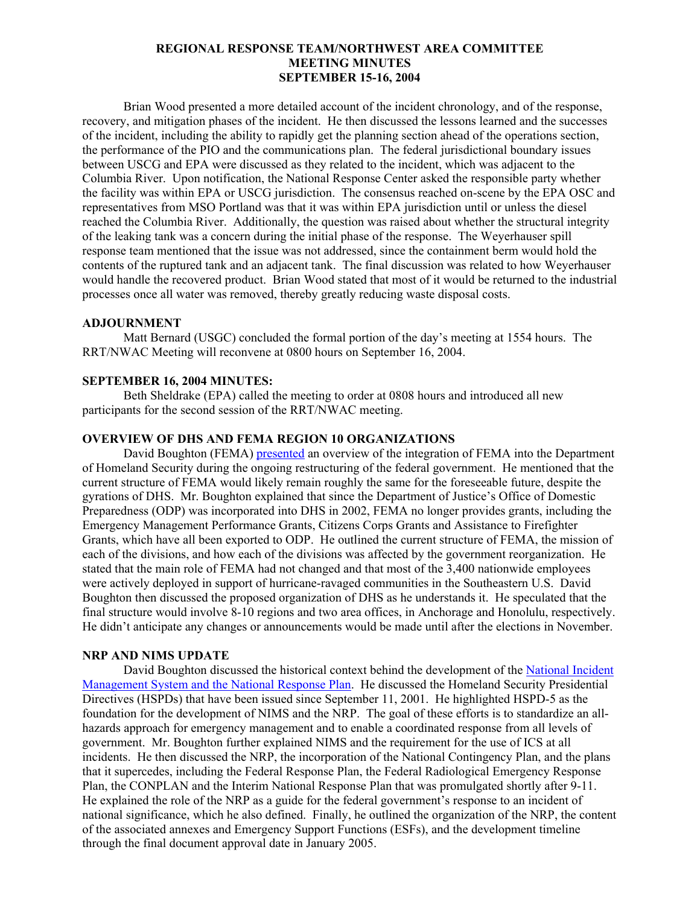**REGIONAL RESPONSE TEAM/NORTHWEST AREA COMMITTEE MEETING MINUTES SEPTEMBER 15-16, 2004**

Brian Wood presented a more detailed account of the incident chronology, and of the response, recovery, and mitigation phases of the incident. He then discussed the lessons learned and the successes of the incident, including the ability to rapidly get the planning section ahead of the operations section, the performance of the PIO and the communications plan. The federal jurisdictional boundary issues between USCG and EPA were discussed as they related to the incident, which was adjacent to the Columbia River. Upon notification, the National Response Center asked the responsible party whether the facility was within EPA or USCG jurisdiction. The consensus reached on-scene by the EPA OSC and representatives from MSO Portland was that it was within EPA jurisdiction until or unless the diesel reached the Columbia River. Additionally, the question was raised about whether the structural integrity of the leaking tank was a concern during the initial phase of the response. The Weyerhauser spill response team mentioned that the issue was not addressed, since the containment berm would hold the contents of the ruptured tank and an adjacent tank. The final discussion was related to how Weyerhauser would handle the recovered product. Brian Wood stated that most of it would be returned to the industrial processes once all water was removed, thereby greatly reducing waste disposal costs.

**ADJOURNMENT**

Matt Bernard (USGC) concluded the formal portion of the day's meeting at 1554 hours. The RRT/NWAC Meeting will reconvene at 0800 hours on September 16, 2004.

**SEPTEMBER 16, 2004 MINUTES:**

Beth Sheldrake (EPA) called the meeting to order at 0808 hours and introduced all new participants for the second session of the RRT/NWAC meeting.

**OVERVIEW OF DHS AND FEMA REGION 10 ORGANIZATIONS**

David Boughton (FEMA) presented an overview of the integration of FEMA into the Department of Homeland Security during the ongoing restructuring of the federal government. He mentioned that the current structure of FEMA would likely remain roughly the same for the foreseeable future, despite the gyrations of DHS. Mr. Boughton explained that since the Department of Justice's Office of Domestic Preparedness (ODP) was incorporated into DHS in 2002, FEMA no longer provides grants, including the Emergency Management Performance Grants, Citizens Corps Grants and Assistance to Firefighter Grants, which have all been exported to ODP. He outlined the current structure of FEMA, the mission of each of the divisions, and how each of the divisions was affected by the government reorganization. He stated that the main role of FEMA had not changed and that most of the 3,400 nationwide employees were actively deployed in support of hurricane-ravaged communities in the Southeastern U.S. David Boughton then discussed the proposed organization of DHS as he understands it. He speculated that the final structure would involve 8-10 regions and two area offices, in Anchorage and Honolulu, respectively. He didn't anticipate any changes or announcements would be made until after the elections in November.

**NRP AND NIMS UPDATE**

David Boughton discussed the historical context behind the development of the National Incident Management System and the National Response Plan. He discussed the Homeland Security Presidential Directives (HSPDs) that have been issued since September 11, 2001. He highlighted HSPD-5 as the foundation for the development of NIMS and the NRP. The goal of these efforts is to standardize an all-hazards approach for emergency management and to enable a coordinated response from all levels of government. Mr. Boughton further explained NIMS and the requirement for the use of ICS at all incidents. He then discussed the NRP, the incorporation of the National Contingency Plan, and the plans that it supercedes, including the Federal Response Plan, the Federal Radiological Emergency Response Plan, the CONPLAN and the Interim National Response Plan that was promulgated shortly after 9-11. He explained the role of the NRP as a guide for the federal government's response to an incident of national significance, which he also defined. Finally, he outlined the organization of the NRP, the content of the associated annexes and Emergency Support Functions (ESFs), and the development timeline through the final document approval date in January 2005.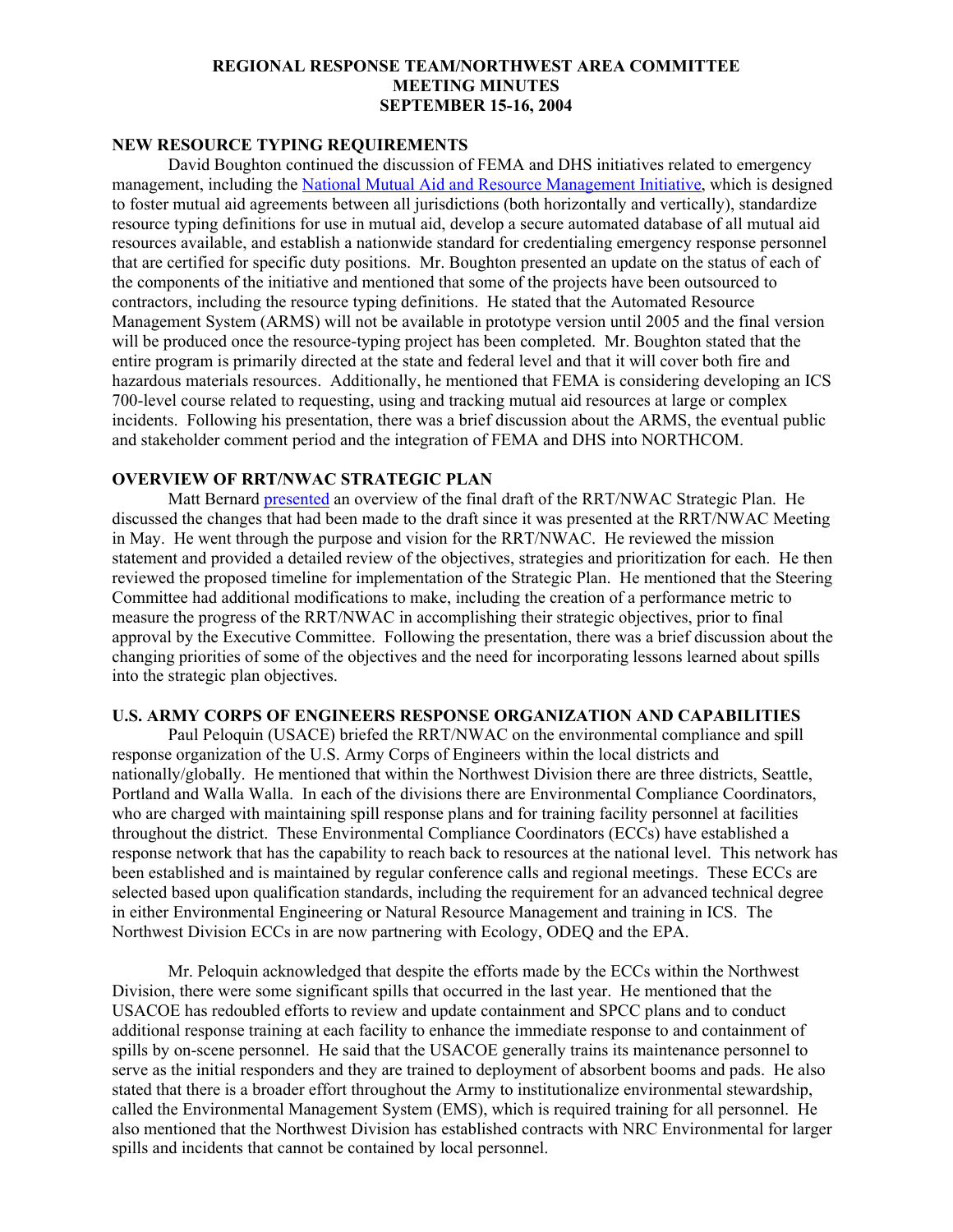# REGIONAL RESPONSE TEAM/NORTHWEST AREA COMMITTEE
# MEETING MINUTES
# SEPTEMBER 15-16, 2004

## NEW RESOURCE TYPING REQUIREMENTS

David Boughton continued the discussion of FEMA and DHS initiatives related to emergency management, including the National Mutual Aid and Resource Management Initiative, which is designed to foster mutual aid agreements between all jurisdictions (both horizontally and vertically), standardize resource typing definitions for use in mutual aid, develop a secure automated database of all mutual aid resources available, and establish a nationwide standard for credentialing emergency response personnel that are certified for specific duty positions. Mr. Boughton presented an update on the status of each of the components of the initiative and mentioned that some of the projects have been outsourced to contractors, including the resource typing definitions. He stated that the Automated Resource Management System (ARMS) will not be available in prototype version until 2005 and the final version will be produced once the resource-typing project has been completed. Mr. Boughton stated that the entire program is primarily directed at the state and federal level and that it will cover both fire and hazardous materials resources. Additionally, he mentioned that FEMA is considering developing an ICS 700-level course related to requesting, using and tracking mutual aid resources at large or complex incidents. Following his presentation, there was a brief discussion about the ARMS, the eventual public and stakeholder comment period and the integration of FEMA and DHS into NORTHCOM.

## OVERVIEW OF RRT/NWAC STRATEGIC PLAN

Matt Bernard presented an overview of the final draft of the RRT/NWAC Strategic Plan. He discussed the changes that had been made to the draft since it was presented at the RRT/NWAC Meeting in May. He went through the purpose and vision for the RRT/NWAC. He reviewed the mission statement and provided a detailed review of the objectives, strategies and prioritization for each. He then reviewed the proposed timeline for implementation of the Strategic Plan. He mentioned that the Steering Committee had additional modifications to make, including the creation of a performance metric to measure the progress of the RRT/NWAC in accomplishing their strategic objectives, prior to final approval by the Executive Committee. Following the presentation, there was a brief discussion about the changing priorities of some of the objectives and the need for incorporating lessons learned about spills into the strategic plan objectives.

## U.S. ARMY CORPS OF ENGINEERS RESPONSE ORGANIZATION AND CAPABILITIES

Paul Peloquin (USACE) briefed the RRT/NWAC on the environmental compliance and spill response organization of the U.S. Army Corps of Engineers within the local districts and nationally/globally. He mentioned that within the Northwest Division there are three districts, Seattle, Portland and Walla Walla. In each of the divisions there are Environmental Compliance Coordinators, who are charged with maintaining spill response plans and for training facility personnel at facilities throughout the district. These Environmental Compliance Coordinators (ECCs) have established a response network that has the capability to reach back to resources at the national level. This network has been established and is maintained by regular conference calls and regional meetings. These ECCs are selected based upon qualification standards, including the requirement for an advanced technical degree in either Environmental Engineering or Natural Resource Management and training in ICS. The Northwest Division ECCs in are now partnering with Ecology, ODEQ and the EPA.

Mr. Peloquin acknowledged that despite the efforts made by the ECCs within the Northwest Division, there were some significant spills that occurred in the last year. He mentioned that the USACOE has redoubled efforts to review and update containment and SPCC plans and to conduct additional response training at each facility to enhance the immediate response to and containment of spills by on-scene personnel. He said that the USACOE generally trains its maintenance personnel to serve as the initial responders and they are trained to deployment of absorbent booms and pads. He also stated that there is a broader effort throughout the Army to institutionalize environmental stewardship, called the Environmental Management System (EMS), which is required training for all personnel. He also mentioned that the Northwest Division has established contracts with NRC Environmental for larger spills and incidents that cannot be contained by local personnel.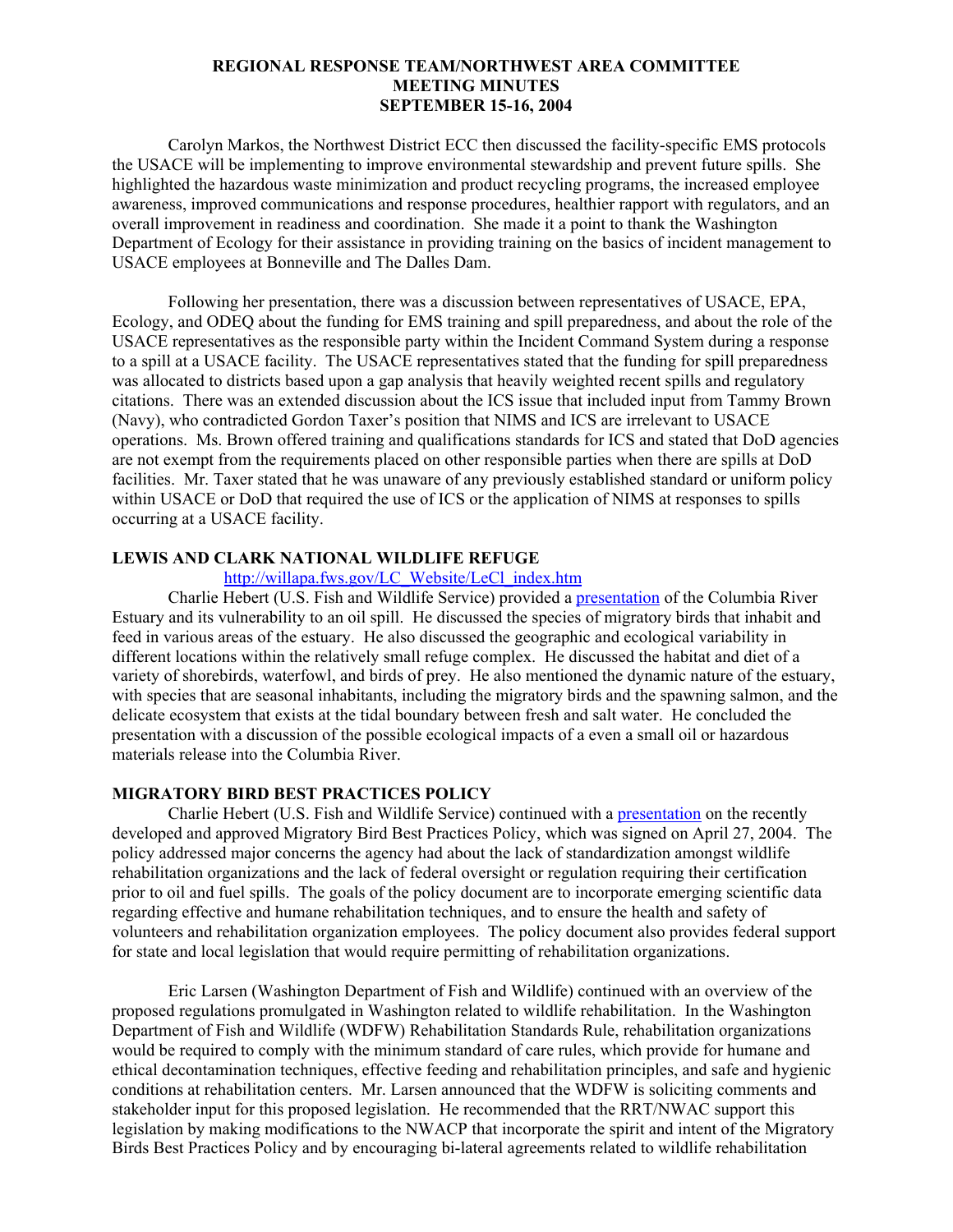Carolyn Markos, the Northwest District ECC then discussed the facility-specific EMS protocols the USACE will be implementing to improve environmental stewardship and prevent future spills. She highlighted the hazardous waste minimization and product recycling programs, the increased employee awareness, improved communications and response procedures, healthier rapport with regulators, and an overall improvement in readiness and coordination. She made it a point to thank the Washington Department of Ecology for their assistance in providing training on the basics of incident management to USACE employees at Bonneville and The Dalles Dam.

Following her presentation, there was a discussion between representatives of USACE, EPA, Ecology, and ODEQ about the funding for EMS training and spill preparedness, and about the role of the USACE representatives as the responsible party within the Incident Command System during a response to a spill at a USACE facility. The USACE representatives stated that the funding for spill preparedness was allocated to districts based upon a gap analysis that heavily weighted recent spills and regulatory citations. There was an extended discussion about the ICS issue that included input from Tammy Brown (Navy), who contradicted Gordon Taxer's position that NIMS and ICS are irrelevant to USACE operations. Ms. Brown offered training and qualifications standards for ICS and stated that DoD agencies are not exempt from the requirements placed on other responsible parties when there are spills at DoD facilities. Mr. Taxer stated that he was unaware of any previously established standard or uniform policy within USACE or DoD that required the use of ICS or the application of NIMS at responses to spills occurring at a USACE facility.

## LEWIS AND CLARK NATIONAL WILDLIFE REFUGE

http://willapa.fws.gov/LC_Website/LeCl_index.htm

Charlie Hebert (U.S. Fish and Wildlife Service) provided a presentation of the Columbia River Estuary and its vulnerability to an oil spill. He discussed the species of migratory birds that inhabit and feed in various areas of the estuary. He also discussed the geographic and ecological variability in different locations within the relatively small refuge complex. He discussed the habitat and diet of a variety of shorebirds, waterfowl, and birds of prey. He also mentioned the dynamic nature of the estuary, with species that are seasonal inhabitants, including the migratory birds and the spawning salmon, and the delicate ecosystem that exists at the tidal boundary between fresh and salt water. He concluded the presentation with a discussion of the possible ecological impacts of a even a small oil or hazardous materials release into the Columbia River.

## MIGRATORY BIRD BEST PRACTICES POLICY

Charlie Hebert (U.S. Fish and Wildlife Service) continued with a presentation on the recently developed and approved Migratory Bird Best Practices Policy, which was signed on April 27, 2004. The policy addressed major concerns the agency had about the lack of standardization amongst wildlife rehabilitation organizations and the lack of federal oversight or regulation requiring their certification prior to oil and fuel spills. The goals of the policy document are to incorporate emerging scientific data regarding effective and humane rehabilitation techniques, and to ensure the health and safety of volunteers and rehabilitation organization employees. The policy document also provides federal support for state and local legislation that would require permitting of rehabilitation organizations.

Eric Larsen (Washington Department of Fish and Wildlife) continued with an overview of the proposed regulations promulgated in Washington related to wildlife rehabilitation. In the Washington Department of Fish and Wildlife (WDFW) Rehabilitation Standards Rule, rehabilitation organizations would be required to comply with the minimum standard of care rules, which provide for humane and ethical decontamination techniques, effective feeding and rehabilitation principles, and safe and hygienic conditions at rehabilitation centers. Mr. Larsen announced that the WDFW is soliciting comments and stakeholder input for this proposed legislation. He recommended that the RRT/NWAC support this legislation by making modifications to the NWACP that incorporate the spirit and intent of the Migratory Birds Best Practices Policy and by encouraging bi-lateral agreements related to wildlife rehabilitation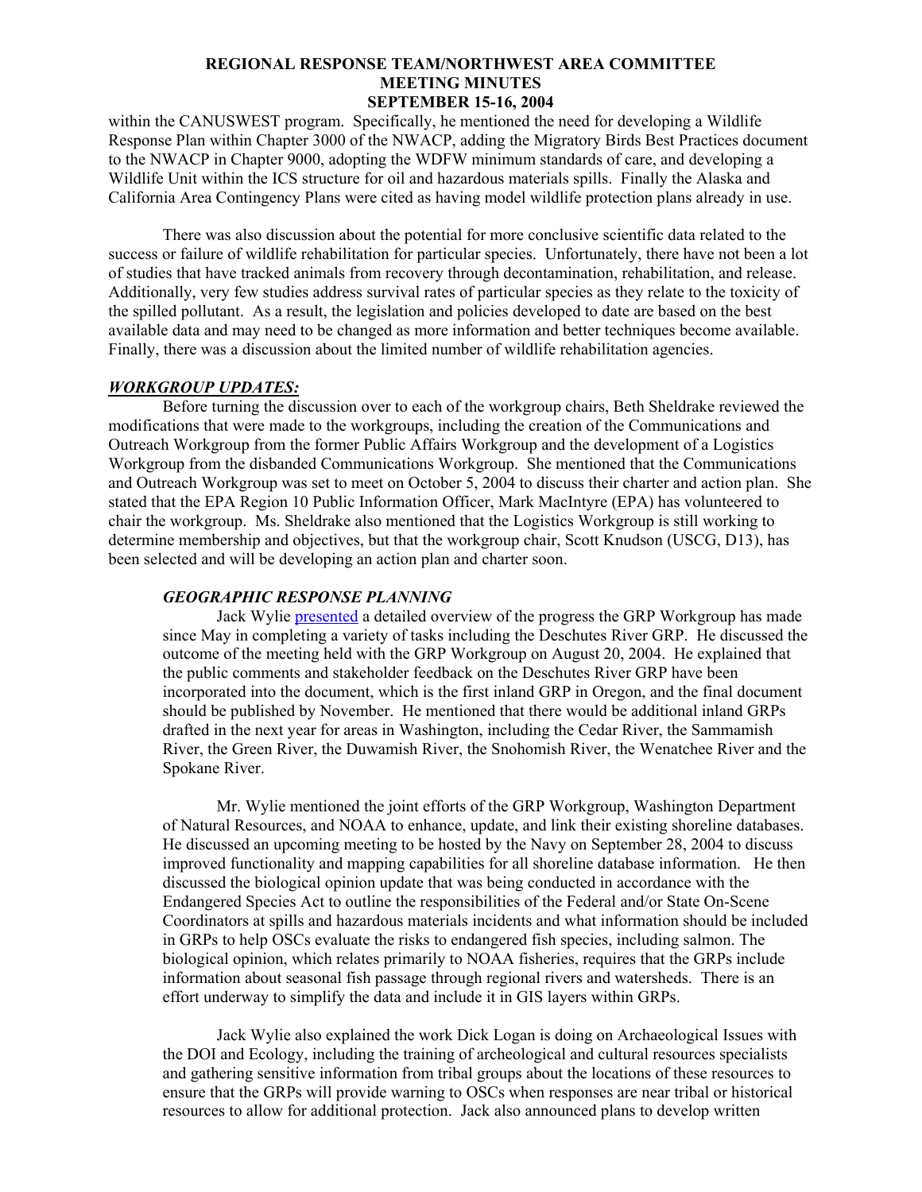within the CANUSWEST program. Specifically, he mentioned the need for developing a Wildlife Response Plan within Chapter 3000 of the NWACP, adding the Migratory Birds Best Practices document to the NWACP in Chapter 9000, adopting the WDFW minimum standards of care, and developing a Wildlife Unit within the ICS structure for oil and hazardous materials spills. Finally the Alaska and California Area Contingency Plans were cited as having model wildlife protection plans already in use.

There was also discussion about the potential for more conclusive scientific data related to the success or failure of wildlife rehabilitation for particular species. Unfortunately, there have not been a lot of studies that have tracked animals from recovery through decontamination, rehabilitation, and release. Additionally, very few studies address survival rates of particular species as they relate to the toxicity of the spilled pollutant. As a result, the legislation and policies developed to date are based on the best available data and may need to be changed as more information and better techniques become available. Finally, there was a discussion about the limited number of wildlife rehabilitation agencies.

## ***WORKGROUP UPDATES:***

Before turning the discussion over to each of the workgroup chairs, Beth Sheldrake reviewed the modifications that were made to the workgroups, including the creation of the Communications and Outreach Workgroup from the former Public Affairs Workgroup and the development of a Logistics Workgroup from the disbanded Communications Workgroup. She mentioned that the Communications and Outreach Workgroup was set to meet on October 5, 2004 to discuss their charter and action plan. She stated that the EPA Region 10 Public Information Officer, Mark MacIntyre (EPA) has volunteered to chair the workgroup. Ms. Sheldrake also mentioned that the Logistics Workgroup is still working to determine membership and objectives, but that the workgroup chair, Scott Knudson (USCG, D13), has been selected and will be developing an action plan and charter soon.

### ***GEOGRAPHIC RESPONSE PLANNING***

Jack Wylie presented a detailed overview of the progress the GRP Workgroup has made since May in completing a variety of tasks including the Deschutes River GRP. He discussed the outcome of the meeting held with the GRP Workgroup on August 20, 2004. He explained that the public comments and stakeholder feedback on the Deschutes River GRP have been incorporated into the document, which is the first inland GRP in Oregon, and the final document should be published by November. He mentioned that there would be additional inland GRPs drafted in the next year for areas in Washington, including the Cedar River, the Sammamish River, the Green River, the Duwamish River, the Snohomish River, the Wenatchee River and the Spokane River.

Mr. Wylie mentioned the joint efforts of the GRP Workgroup, Washington Department of Natural Resources, and NOAA to enhance, update, and link their existing shoreline databases. He discussed an upcoming meeting to be hosted by the Navy on September 28, 2004 to discuss improved functionality and mapping capabilities for all shoreline database information. He then discussed the biological opinion update that was being conducted in accordance with the Endangered Species Act to outline the responsibilities of the Federal and/or State On-Scene Coordinators at spills and hazardous materials incidents and what information should be included in GRPs to help OSCs evaluate the risks to endangered fish species, including salmon. The biological opinion, which relates primarily to NOAA fisheries, requires that the GRPs include information about seasonal fish passage through regional rivers and watersheds. There is an effort underway to simplify the data and include it in GIS layers within GRPs.

Jack Wylie also explained the work Dick Logan is doing on Archaeological Issues with the DOI and Ecology, including the training of archeological and cultural resources specialists and gathering sensitive information from tribal groups about the locations of these resources to ensure that the GRPs will provide warning to OSCs when responses are near tribal or historical resources to allow for additional protection. Jack also announced plans to develop written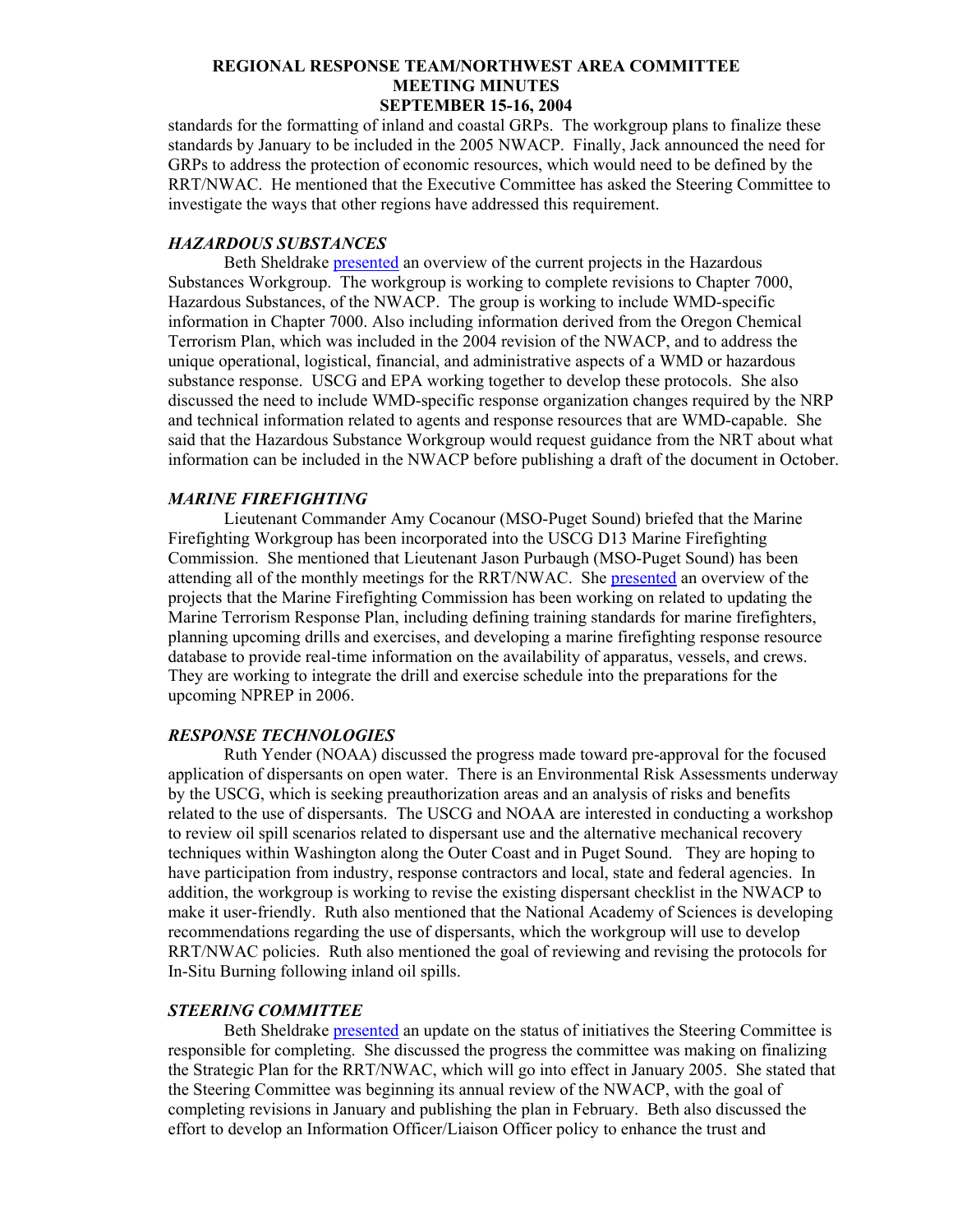standards for the formatting of inland and coastal GRPs. The workgroup plans to finalize these standards by January to be included in the 2005 NWACP. Finally, Jack announced the need for GRPs to address the protection of economic resources, which would need to be defined by the RRT/NWAC. He mentioned that the Executive Committee has asked the Steering Committee to investigate the ways that other regions have addressed this requirement.

### *HAZARDOUS SUBSTANCES*

Beth Sheldrake presented an overview of the current projects in the Hazardous Substances Workgroup. The workgroup is working to complete revisions to Chapter 7000, Hazardous Substances, of the NWACP. The group is working to include WMD-specific information in Chapter 7000. Also including information derived from the Oregon Chemical Terrorism Plan, which was included in the 2004 revision of the NWACP, and to address the unique operational, logistical, financial, and administrative aspects of a WMD or hazardous substance response. USCG and EPA working together to develop these protocols. She also discussed the need to include WMD-specific response organization changes required by the NRP and technical information related to agents and response resources that are WMD-capable. She said that the Hazardous Substance Workgroup would request guidance from the NRT about what information can be included in the NWACP before publishing a draft of the document in October.

### *MARINE FIREFIGHTING*

Lieutenant Commander Amy Cocanour (MSO-Puget Sound) briefed that the Marine Firefighting Workgroup has been incorporated into the USCG D13 Marine Firefighting Commission. She mentioned that Lieutenant Jason Purbaugh (MSO-Puget Sound) has been attending all of the monthly meetings for the RRT/NWAC. She presented an overview of the projects that the Marine Firefighting Commission has been working on related to updating the Marine Terrorism Response Plan, including defining training standards for marine firefighters, planning upcoming drills and exercises, and developing a marine firefighting response resource database to provide real-time information on the availability of apparatus, vessels, and crews. They are working to integrate the drill and exercise schedule into the preparations for the upcoming NPREP in 2006.

### *RESPONSE TECHNOLOGIES*

Ruth Yender (NOAA) discussed the progress made toward pre-approval for the focused application of dispersants on open water. There is an Environmental Risk Assessments underway by the USCG, which is seeking preauthorization areas and an analysis of risks and benefits related to the use of dispersants. The USCG and NOAA are interested in conducting a workshop to review oil spill scenarios related to dispersant use and the alternative mechanical recovery techniques within Washington along the Outer Coast and in Puget Sound. They are hoping to have participation from industry, response contractors and local, state and federal agencies. In addition, the workgroup is working to revise the existing dispersant checklist in the NWACP to make it user-friendly. Ruth also mentioned that the National Academy of Sciences is developing recommendations regarding the use of dispersants, which the workgroup will use to develop RRT/NWAC policies. Ruth also mentioned the goal of reviewing and revising the protocols for In-Situ Burning following inland oil spills.

### *STEERING COMMITTEE*

Beth Sheldrake presented an update on the status of initiatives the Steering Committee is responsible for completing. She discussed the progress the committee was making on finalizing the Strategic Plan for the RRT/NWAC, which will go into effect in January 2005. She stated that the Steering Committee was beginning its annual review of the NWACP, with the goal of completing revisions in January and publishing the plan in February. Beth also discussed the effort to develop an Information Officer/Liaison Officer policy to enhance the trust and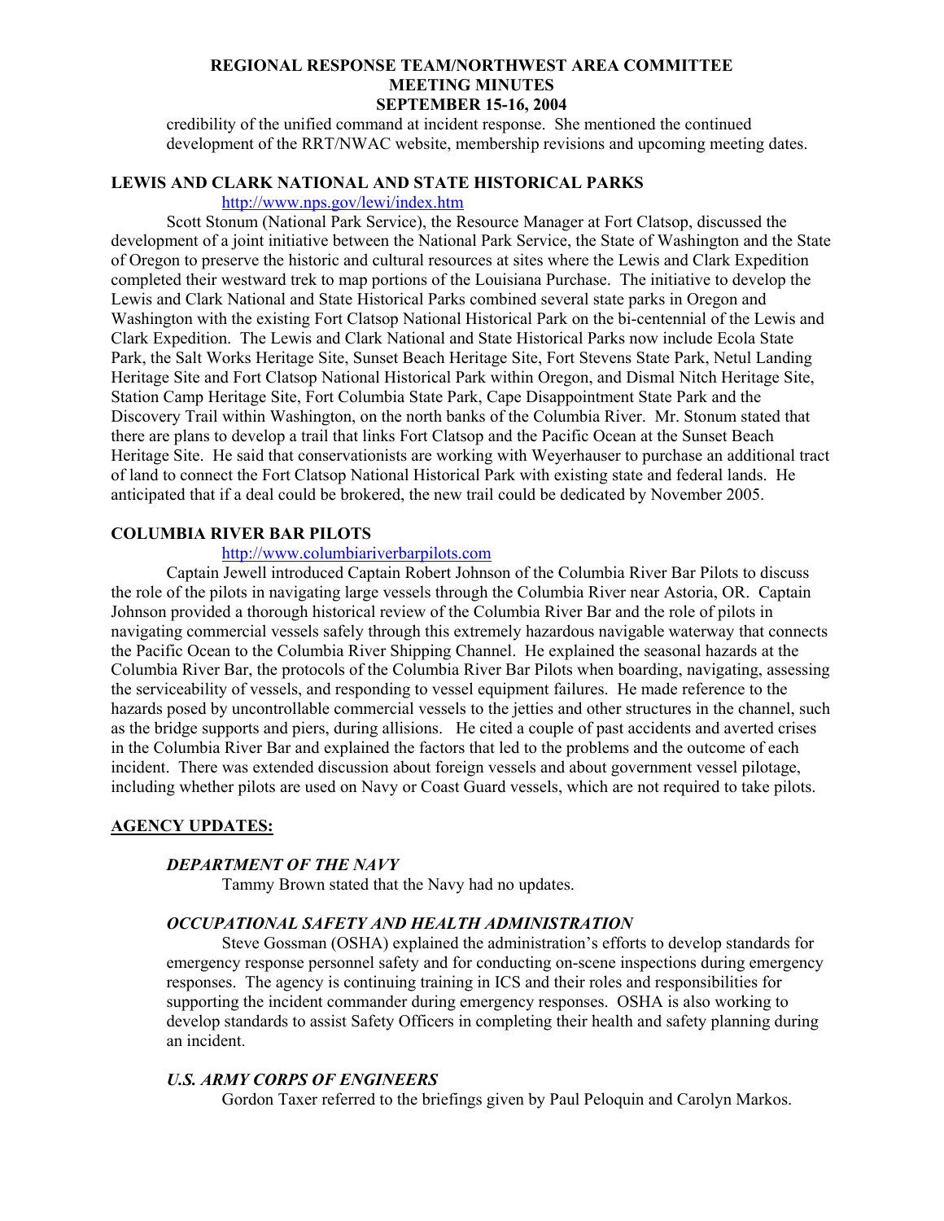credibility of the unified command at incident response. She mentioned the continued development of the RRT/NWAC website, membership revisions and upcoming meeting dates.

## LEWIS AND CLARK NATIONAL AND STATE HISTORICAL PARKS

http://www.nps.gov/lewi/index.htm

Scott Stonum (National Park Service), the Resource Manager at Fort Clatsop, discussed the development of a joint initiative between the National Park Service, the State of Washington and the State of Oregon to preserve the historic and cultural resources at sites where the Lewis and Clark Expedition completed their westward trek to map portions of the Louisiana Purchase. The initiative to develop the Lewis and Clark National and State Historical Parks combined several state parks in Oregon and Washington with the existing Fort Clatsop National Historical Park on the bi-centennial of the Lewis and Clark Expedition. The Lewis and Clark National and State Historical Parks now include Ecola State Park, the Salt Works Heritage Site, Sunset Beach Heritage Site, Fort Stevens State Park, Netul Landing Heritage Site and Fort Clatsop National Historical Park within Oregon, and Dismal Nitch Heritage Site, Station Camp Heritage Site, Fort Columbia State Park, Cape Disappointment State Park and the Discovery Trail within Washington, on the north banks of the Columbia River. Mr. Stonum stated that there are plans to develop a trail that links Fort Clatsop and the Pacific Ocean at the Sunset Beach Heritage Site. He said that conservationists are working with Weyerhauser to purchase an additional tract of land to connect the Fort Clatsop National Historical Park with existing state and federal lands. He anticipated that if a deal could be brokered, the new trail could be dedicated by November 2005.

## COLUMBIA RIVER BAR PILOTS

http://www.columbiariverbarpilots.com

Captain Jewell introduced Captain Robert Johnson of the Columbia River Bar Pilots to discuss the role of the pilots in navigating large vessels through the Columbia River near Astoria, OR. Captain Johnson provided a thorough historical review of the Columbia River Bar and the role of pilots in navigating commercial vessels safely through this extremely hazardous navigable waterway that connects the Pacific Ocean to the Columbia River Shipping Channel. He explained the seasonal hazards at the Columbia River Bar, the protocols of the Columbia River Bar Pilots when boarding, navigating, assessing the serviceability of vessels, and responding to vessel equipment failures. He made reference to the hazards posed by uncontrollable commercial vessels to the jetties and other structures in the channel, such as the bridge supports and piers, during allisions. He cited a couple of past accidents and averted crises in the Columbia River Bar and explained the factors that led to the problems and the outcome of each incident. There was extended discussion about foreign vessels and about government vessel pilotage, including whether pilots are used on Navy or Coast Guard vessels, which are not required to take pilots.

## AGENCY UPDATES:

### *DEPARTMENT OF THE NAVY*

Tammy Brown stated that the Navy had no updates.

### *OCCUPATIONAL SAFETY AND HEALTH ADMINISTRATION*

Steve Gossman (OSHA) explained the administration's efforts to develop standards for emergency response personnel safety and for conducting on-scene inspections during emergency responses. The agency is continuing training in ICS and their roles and responsibilities for supporting the incident commander during emergency responses. OSHA is also working to develop standards to assist Safety Officers in completing their health and safety planning during an incident.

### *U.S. ARMY CORPS OF ENGINEERS*

Gordon Taxer referred to the briefings given by Paul Peloquin and Carolyn Markos.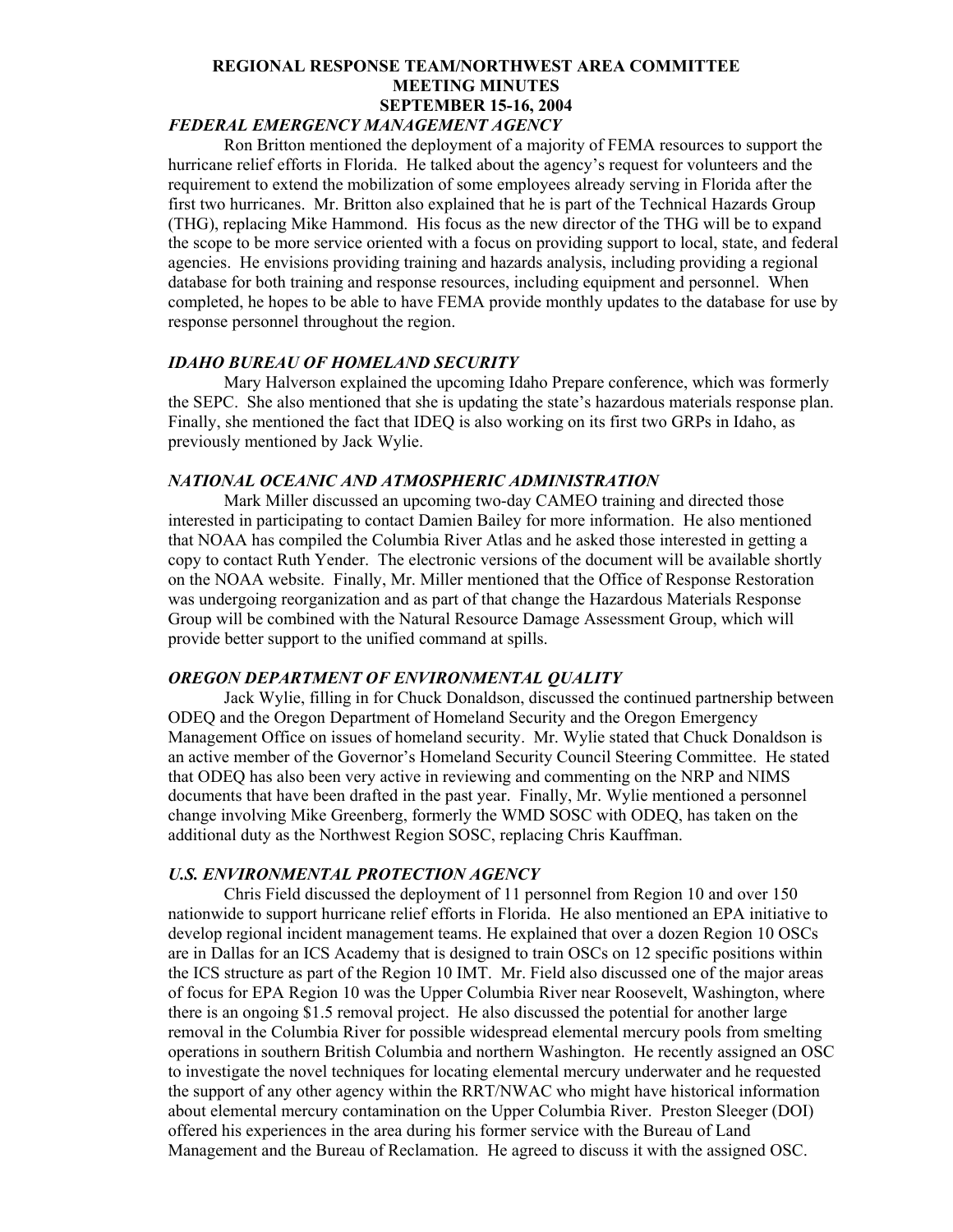**REGIONAL RESPONSE TEAM/NORTHWEST AREA COMMITTEE**
**MEETING MINUTES**
**SEPTEMBER 15-16, 2004**

### *FEDERAL EMERGENCY MANAGEMENT AGENCY*

Ron Britton mentioned the deployment of a majority of FEMA resources to support the hurricane relief efforts in Florida. He talked about the agency's request for volunteers and the requirement to extend the mobilization of some employees already serving in Florida after the first two hurricanes. Mr. Britton also explained that he is part of the Technical Hazards Group (THG), replacing Mike Hammond. His focus as the new director of the THG will be to expand the scope to be more service oriented with a focus on providing support to local, state, and federal agencies. He envisions providing training and hazards analysis, including providing a regional database for both training and response resources, including equipment and personnel. When completed, he hopes to be able to have FEMA provide monthly updates to the database for use by response personnel throughout the region.

### *IDAHO BUREAU OF HOMELAND SECURITY*

Mary Halverson explained the upcoming Idaho Prepare conference, which was formerly the SEPC. She also mentioned that she is updating the state's hazardous materials response plan. Finally, she mentioned the fact that IDEQ is also working on its first two GRPs in Idaho, as previously mentioned by Jack Wylie.

### *NATIONAL OCEANIC AND ATMOSPHERIC ADMINISTRATION*

Mark Miller discussed an upcoming two-day CAMEO training and directed those interested in participating to contact Damien Bailey for more information. He also mentioned that NOAA has compiled the Columbia River Atlas and he asked those interested in getting a copy to contact Ruth Yender. The electronic versions of the document will be available shortly on the NOAA website. Finally, Mr. Miller mentioned that the Office of Response Restoration was undergoing reorganization and as part of that change the Hazardous Materials Response Group will be combined with the Natural Resource Damage Assessment Group, which will provide better support to the unified command at spills.

### *OREGON DEPARTMENT OF ENVIRONMENTAL QUALITY*

Jack Wylie, filling in for Chuck Donaldson, discussed the continued partnership between ODEQ and the Oregon Department of Homeland Security and the Oregon Emergency Management Office on issues of homeland security. Mr. Wylie stated that Chuck Donaldson is an active member of the Governor's Homeland Security Council Steering Committee. He stated that ODEQ has also been very active in reviewing and commenting on the NRP and NIMS documents that have been drafted in the past year. Finally, Mr. Wylie mentioned a personnel change involving Mike Greenberg, formerly the WMD SOSC with ODEQ, has taken on the additional duty as the Northwest Region SOSC, replacing Chris Kauffman.

### *U.S. ENVIRONMENTAL PROTECTION AGENCY*

Chris Field discussed the deployment of 11 personnel from Region 10 and over 150 nationwide to support hurricane relief efforts in Florida. He also mentioned an EPA initiative to develop regional incident management teams. He explained that over a dozen Region 10 OSCs are in Dallas for an ICS Academy that is designed to train OSCs on 12 specific positions within the ICS structure as part of the Region 10 IMT. Mr. Field also discussed one of the major areas of focus for EPA Region 10 was the Upper Columbia River near Roosevelt, Washington, where there is an ongoing $1.5 removal project. He also discussed the potential for another large removal in the Columbia River for possible widespread elemental mercury pools from smelting operations in southern British Columbia and northern Washington. He recently assigned an OSC to investigate the novel techniques for locating elemental mercury underwater and he requested the support of any other agency within the RRT/NWAC who might have historical information about elemental mercury contamination on the Upper Columbia River. Preston Sleeger (DOI) offered his experiences in the area during his former service with the Bureau of Land Management and the Bureau of Reclamation. He agreed to discuss it with the assigned OSC.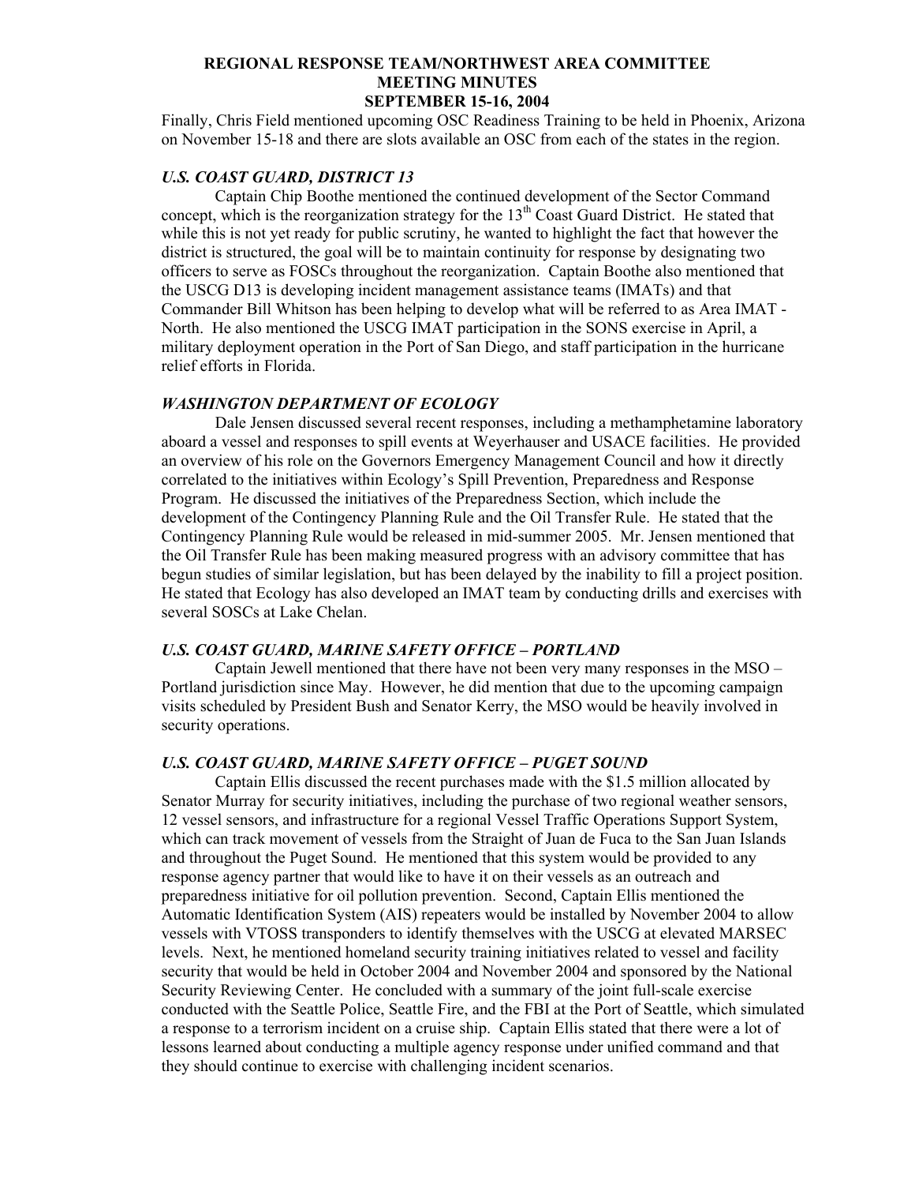Finally, Chris Field mentioned upcoming OSC Readiness Training to be held in Phoenix, Arizona on November 15-18 and there are slots available an OSC from each of the states in the region.

### *U.S. COAST GUARD, DISTRICT 13*

Captain Chip Boothe mentioned the continued development of the Sector Command concept, which is the reorganization strategy for the 13th Coast Guard District. He stated that while this is not yet ready for public scrutiny, he wanted to highlight the fact that however the district is structured, the goal will be to maintain continuity for response by designating two officers to serve as FOSCs throughout the reorganization. Captain Boothe also mentioned that the USCG D13 is developing incident management assistance teams (IMATs) and that Commander Bill Whitson has been helping to develop what will be referred to as Area IMAT - North. He also mentioned the USCG IMAT participation in the SONS exercise in April, a military deployment operation in the Port of San Diego, and staff participation in the hurricane relief efforts in Florida.

### *WASHINGTON DEPARTMENT OF ECOLOGY*

Dale Jensen discussed several recent responses, including a methamphetamine laboratory aboard a vessel and responses to spill events at Weyerhauser and USACE facilities. He provided an overview of his role on the Governors Emergency Management Council and how it directly correlated to the initiatives within Ecology's Spill Prevention, Preparedness and Response Program. He discussed the initiatives of the Preparedness Section, which include the development of the Contingency Planning Rule and the Oil Transfer Rule. He stated that the Contingency Planning Rule would be released in mid-summer 2005. Mr. Jensen mentioned that the Oil Transfer Rule has been making measured progress with an advisory committee that has begun studies of similar legislation, but has been delayed by the inability to fill a project position. He stated that Ecology has also developed an IMAT team by conducting drills and exercises with several SOSCs at Lake Chelan.

### *U.S. COAST GUARD, MARINE SAFETY OFFICE – PORTLAND*

Captain Jewell mentioned that there have not been very many responses in the MSO – Portland jurisdiction since May. However, he did mention that due to the upcoming campaign visits scheduled by President Bush and Senator Kerry, the MSO would be heavily involved in security operations.

### *U.S. COAST GUARD, MARINE SAFETY OFFICE – PUGET SOUND*

Captain Ellis discussed the recent purchases made with the $1.5 million allocated by Senator Murray for security initiatives, including the purchase of two regional weather sensors, 12 vessel sensors, and infrastructure for a regional Vessel Traffic Operations Support System, which can track movement of vessels from the Straight of Juan de Fuca to the San Juan Islands and throughout the Puget Sound. He mentioned that this system would be provided to any response agency partner that would like to have it on their vessels as an outreach and preparedness initiative for oil pollution prevention. Second, Captain Ellis mentioned the Automatic Identification System (AIS) repeaters would be installed by November 2004 to allow vessels with VTOSS transponders to identify themselves with the USCG at elevated MARSEC levels. Next, he mentioned homeland security training initiatives related to vessel and facility security that would be held in October 2004 and November 2004 and sponsored by the National Security Reviewing Center. He concluded with a summary of the joint full-scale exercise conducted with the Seattle Police, Seattle Fire, and the FBI at the Port of Seattle, which simulated a response to a terrorism incident on a cruise ship. Captain Ellis stated that there were a lot of lessons learned about conducting a multiple agency response under unified command and that they should continue to exercise with challenging incident scenarios.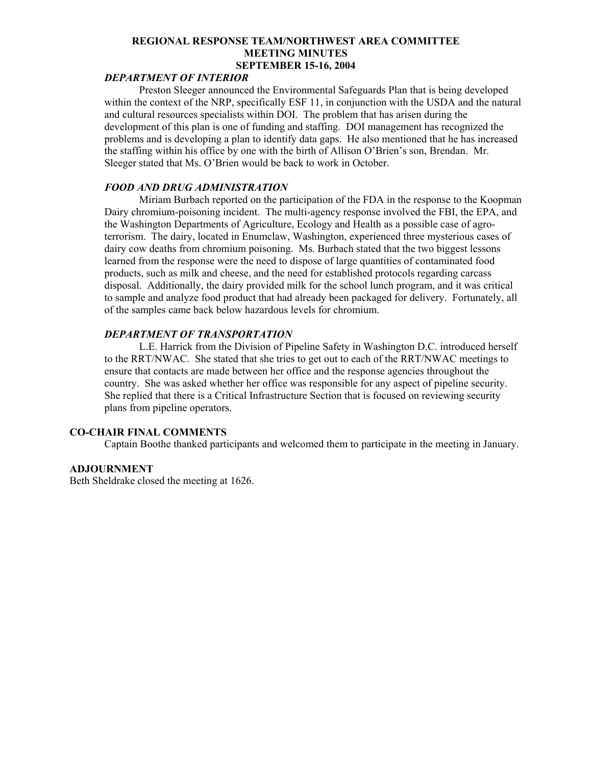**REGIONAL RESPONSE TEAM/NORTHWEST AREA COMMITTEE**
**MEETING MINUTES**
**SEPTEMBER 15-16, 2004**

***DEPARTMENT OF INTERIOR***

Preston Sleeger announced the Environmental Safeguards Plan that is being developed within the context of the NRP, specifically ESF 11, in conjunction with the USDA and the natural and cultural resources specialists within DOI. The problem that has arisen during the development of this plan is one of funding and staffing. DOI management has recognized the problems and is developing a plan to identify data gaps. He also mentioned that he has increased the staffing within his office by one with the birth of Allison O'Brien's son, Brendan. Mr. Sleeger stated that Ms. O'Brien would be back to work in October.

***FOOD AND DRUG ADMINISTRATION***

Miriam Burbach reported on the participation of the FDA in the response to the Koopman Dairy chromium-poisoning incident. The multi-agency response involved the FBI, the EPA, and the Washington Departments of Agriculture, Ecology and Health as a possible case of agro-terrorism. The dairy, located in Enumclaw, Washington, experienced three mysterious cases of dairy cow deaths from chromium poisoning. Ms. Burbach stated that the two biggest lessons learned from the response were the need to dispose of large quantities of contaminated food products, such as milk and cheese, and the need for established protocols regarding carcass disposal. Additionally, the dairy provided milk for the school lunch program, and it was critical to sample and analyze food product that had already been packaged for delivery. Fortunately, all of the samples came back below hazardous levels for chromium.

***DEPARTMENT OF TRANSPORTATION***

L.E. Harrick from the Division of Pipeline Safety in Washington D.C. introduced herself to the RRT/NWAC. She stated that she tries to get out to each of the RRT/NWAC meetings to ensure that contacts are made between her office and the response agencies throughout the country. She was asked whether her office was responsible for any aspect of pipeline security. She replied that there is a Critical Infrastructure Section that is focused on reviewing security plans from pipeline operators.

## CO-CHAIR FINAL COMMENTS

Captain Boothe thanked participants and welcomed them to participate in the meeting in January.

## ADJOURNMENT

Beth Sheldrake closed the meeting at 1626.